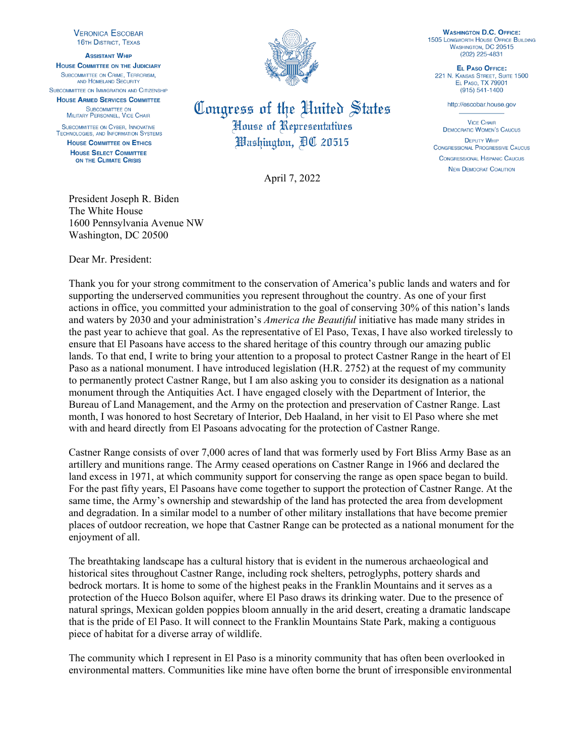VERONICA ESCOBAR
16TH DISTRICT, TEXAS

**ASSISTANT WHIP**

**HOUSE COMMITTEE ON THE JUDICIARY**
SUBCOMMITTEE ON CRIME, TERRORISM, AND HOMELAND SECURITY
SUBCOMMITTEE ON IMMIGRATION AND CITIZENSHIP

**HOUSE ARMED SERVICES COMMITTEE**
SUBCOMMITTEE ON MILITARY PERSONNEL, VICE CHAIR
SUBCOMMITTEE ON CYBER, INNOVATIVE TECHNOLOGIES, AND INFORMATION SYSTEMS

**HOUSE COMMITTEE ON ETHICS**

**HOUSE SELECT COMMITTEE ON THE CLIMATE CRISIS**

# Congress of the United States
## House of Representatives
## Washington, DC 20515

**WASHINGTON D.C. OFFICE:**
1505 LONGWORTH HOUSE OFFICE BUILDING
WASHINGTON, DC 20515
(202) 225-4831

**EL PASO OFFICE:**
221 N. KANSAS STREET, SUITE 1500
EL PASO, TX 79901
(915) 541-1400

http://escobar.house.gov

VICE CHAIR
DEMOCRATIC WOMEN'S CAUCUS

DEPUTY WHIP
CONGRESSIONAL PROGRESSIVE CAUCUS

CONGRESSIONAL HISPANIC CAUCUS

NEW DEMOCRAT COALITION

April 7, 2022

President Joseph R. Biden
The White House
1600 Pennsylvania Avenue NW
Washington, DC 20500

Dear Mr. President:

Thank you for your strong commitment to the conservation of America's public lands and waters and for supporting the underserved communities you represent throughout the country. As one of your first actions in office, you committed your administration to the goal of conserving 30% of this nation's lands and waters by 2030 and your administration's *America the Beautiful* initiative has made many strides in the past year to achieve that goal. As the representative of El Paso, Texas, I have also worked tirelessly to ensure that El Pasoans have access to the shared heritage of this country through our amazing public lands. To that end, I write to bring your attention to a proposal to protect Castner Range in the heart of El Paso as a national monument. I have introduced legislation (H.R. 2752) at the request of my community to permanently protect Castner Range, but I am also asking you to consider its designation as a national monument through the Antiquities Act. I have engaged closely with the Department of Interior, the Bureau of Land Management, and the Army on the protection and preservation of Castner Range. Last month, I was honored to host Secretary of Interior, Deb Haaland, in her visit to El Paso where she met with and heard directly from El Pasoans advocating for the protection of Castner Range.

Castner Range consists of over 7,000 acres of land that was formerly used by Fort Bliss Army Base as an artillery and munitions range. The Army ceased operations on Castner Range in 1966 and declared the land excess in 1971, at which community support for conserving the range as open space began to build. For the past fifty years, El Pasoans have come together to support the protection of Castner Range. At the same time, the Army's ownership and stewardship of the land has protected the area from development and degradation. In a similar model to a number of other military installations that have become premier places of outdoor recreation, we hope that Castner Range can be protected as a national monument for the enjoyment of all.

The breathtaking landscape has a cultural history that is evident in the numerous archaeological and historical sites throughout Castner Range, including rock shelters, petroglyphs, pottery shards and bedrock mortars. It is home to some of the highest peaks in the Franklin Mountains and it serves as a protection of the Hueco Bolson aquifer, where El Paso draws its drinking water. Due to the presence of natural springs, Mexican golden poppies bloom annually in the arid desert, creating a dramatic landscape that is the pride of El Paso. It will connect to the Franklin Mountains State Park, making a contiguous piece of habitat for a diverse array of wildlife.

The community which I represent in El Paso is a minority community that has often been overlooked in environmental matters. Communities like mine have often borne the brunt of irresponsible environmental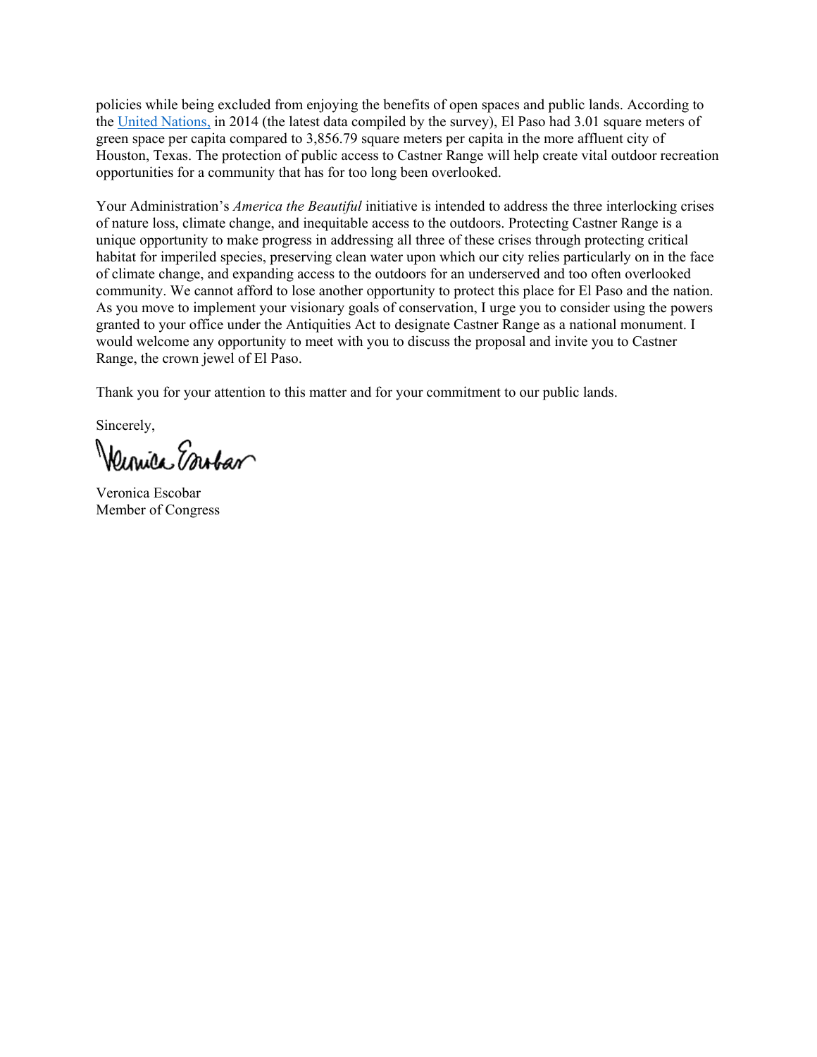policies while being excluded from enjoying the benefits of open spaces and public lands. According to the United Nations, in 2014 (the latest data compiled by the survey), El Paso had 3.01 square meters of green space per capita compared to 3,856.79 square meters per capita in the more affluent city of Houston, Texas. The protection of public access to Castner Range will help create vital outdoor recreation opportunities for a community that has for too long been overlooked.

Your Administration's *America the Beautiful* initiative is intended to address the three interlocking crises of nature loss, climate change, and inequitable access to the outdoors. Protecting Castner Range is a unique opportunity to make progress in addressing all three of these crises through protecting critical habitat for imperiled species, preserving clean water upon which our city relies particularly on in the face of climate change, and expanding access to the outdoors for an underserved and too often overlooked community. We cannot afford to lose another opportunity to protect this place for El Paso and the nation. As you move to implement your visionary goals of conservation, I urge you to consider using the powers granted to your office under the Antiquities Act to designate Castner Range as a national monument. I would welcome any opportunity to meet with you to discuss the proposal and invite you to Castner Range, the crown jewel of El Paso.

Thank you for your attention to this matter and for your commitment to our public lands.

Sincerely,

Veronica Escobar
Member of Congress